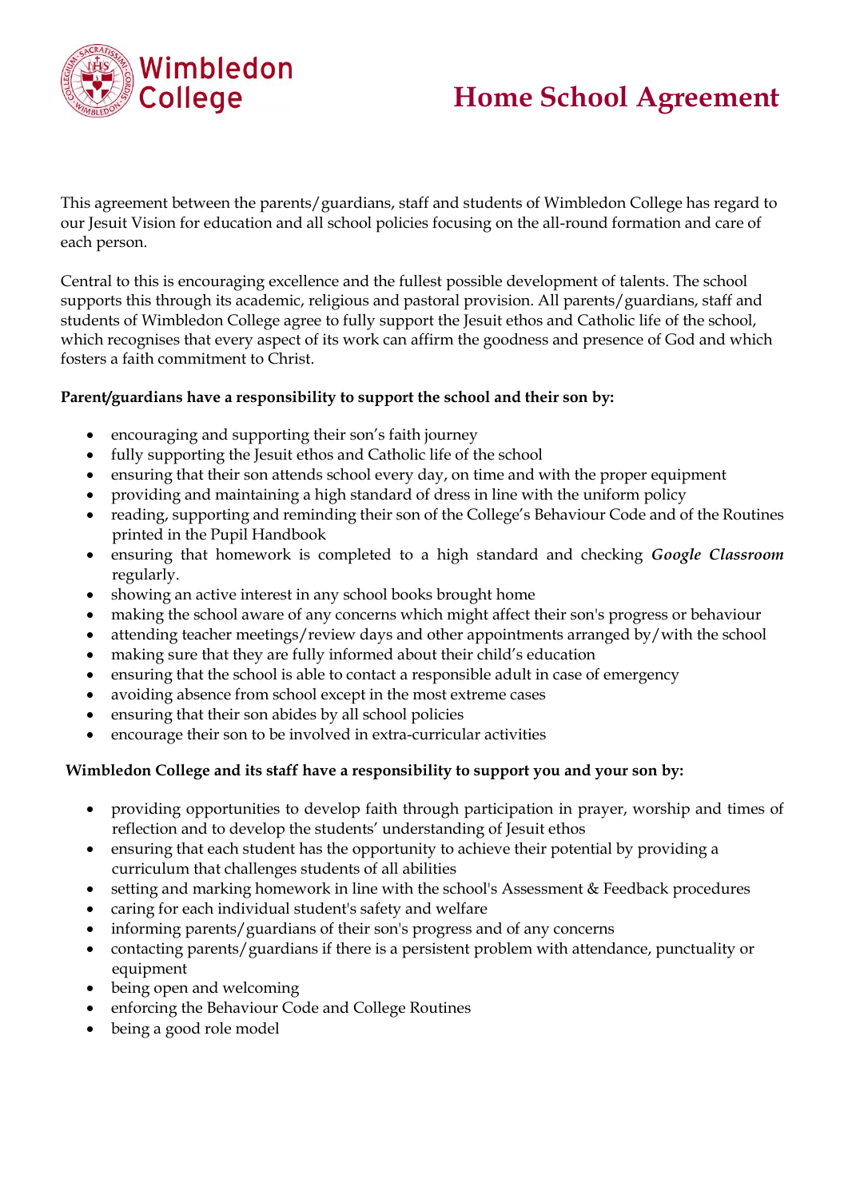Wimbledon College

# Home School Agreement

This agreement between the parents/guardians, staff and students of Wimbledon College has regard to our Jesuit Vision for education and all school policies focusing on the all-round formation and care of each person.

Central to this is encouraging excellence and the fullest possible development of talents. The school supports this through its academic, religious and pastoral provision. All parents/guardians, staff and students of Wimbledon College agree to fully support the Jesuit ethos and Catholic life of the school, which recognises that every aspect of its work can affirm the goodness and presence of God and which fosters a faith commitment to Christ.

**Parent/guardians have a responsibility to support the school and their son by:**

- encouraging and supporting their son's faith journey
- fully supporting the Jesuit ethos and Catholic life of the school
- ensuring that their son attends school every day, on time and with the proper equipment
- providing and maintaining a high standard of dress in line with the uniform policy
- reading, supporting and reminding their son of the College's Behaviour Code and of the Routines printed in the Pupil Handbook
- ensuring that homework is completed to a high standard and checking ***Google Classroom*** regularly.
- showing an active interest in any school books brought home
- making the school aware of any concerns which might affect their son's progress or behaviour
- attending teacher meetings/review days and other appointments arranged by/with the school
- making sure that they are fully informed about their child's education
- ensuring that the school is able to contact a responsible adult in case of emergency
- avoiding absence from school except in the most extreme cases
- ensuring that their son abides by all school policies
- encourage their son to be involved in extra-curricular activities

**Wimbledon College and its staff have a responsibility to support you and your son by:**

- providing opportunities to develop faith through participation in prayer, worship and times of reflection and to develop the students' understanding of Jesuit ethos
- ensuring that each student has the opportunity to achieve their potential by providing a curriculum that challenges students of all abilities
- setting and marking homework in line with the school's Assessment & Feedback procedures
- caring for each individual student's safety and welfare
- informing parents/guardians of their son's progress and of any concerns
- contacting parents/guardians if there is a persistent problem with attendance, punctuality or equipment
- being open and welcoming
- enforcing the Behaviour Code and College Routines
- being a good role model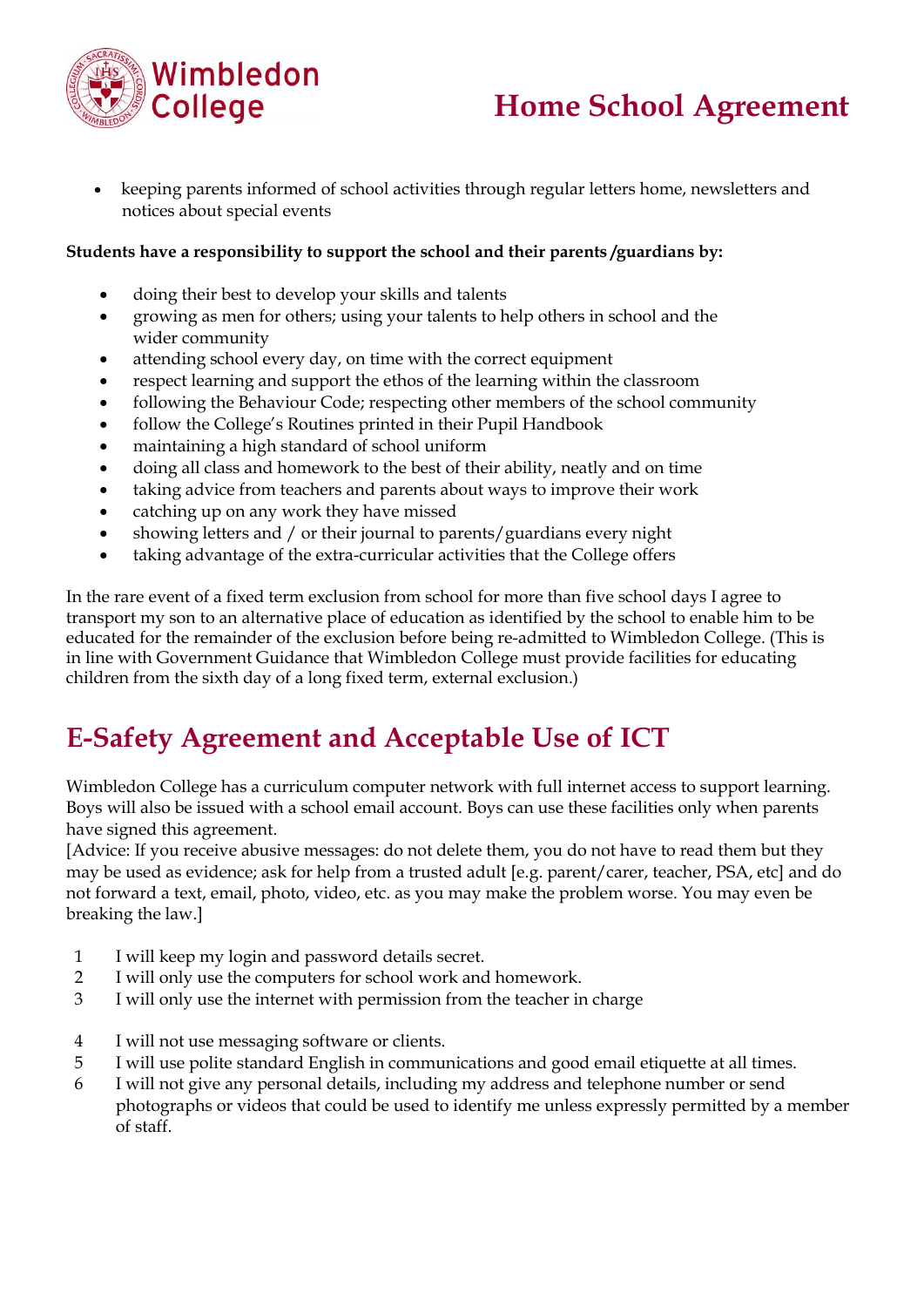- keeping parents informed of school activities through regular letters home, newsletters and notices about special events

**Students have a responsibility to support the school and their parents /guardians by:**

- doing their best to develop your skills and talents
- growing as men for others; using your talents to help others in school and the wider community
- attending school every day, on time with the correct equipment
- respect learning and support the ethos of the learning within the classroom
- following the Behaviour Code; respecting other members of the school community
- follow the College's Routines printed in their Pupil Handbook
- maintaining a high standard of school uniform
- doing all class and homework to the best of their ability, neatly and on time
- taking advice from teachers and parents about ways to improve their work
- catching up on any work they have missed
- showing letters and / or their journal to parents/guardians every night
- taking advantage of the extra-curricular activities that the College offers

In the rare event of a fixed term exclusion from school for more than five school days I agree to transport my son to an alternative place of education as identified by the school to enable him to be educated for the remainder of the exclusion before being re-admitted to Wimbledon College. (This is in line with Government Guidance that Wimbledon College must provide facilities for educating children from the sixth day of a long fixed term, external exclusion.)

## E-Safety Agreement and Acceptable Use of ICT

Wimbledon College has a curriculum computer network with full internet access to support learning. Boys will also be issued with a school email account. Boys can use these facilities only when parents have signed this agreement.
[Advice: If you receive abusive messages: do not delete them, you do not have to read them but they may be used as evidence; ask for help from a trusted adult [e.g. parent/carer, teacher, PSA, etc] and do not forward a text, email, photo, video, etc. as you may make the problem worse. You may even be breaking the law.]

1. I will keep my login and password details secret.
2. I will only use the computers for school work and homework.
3. I will only use the internet with permission from the teacher in charge
4. I will not use messaging software or clients.
5. I will use polite standard English in communications and good email etiquette at all times.
6. I will not give any personal details, including my address and telephone number or send photographs or videos that could be used to identify me unless expressly permitted by a member of staff.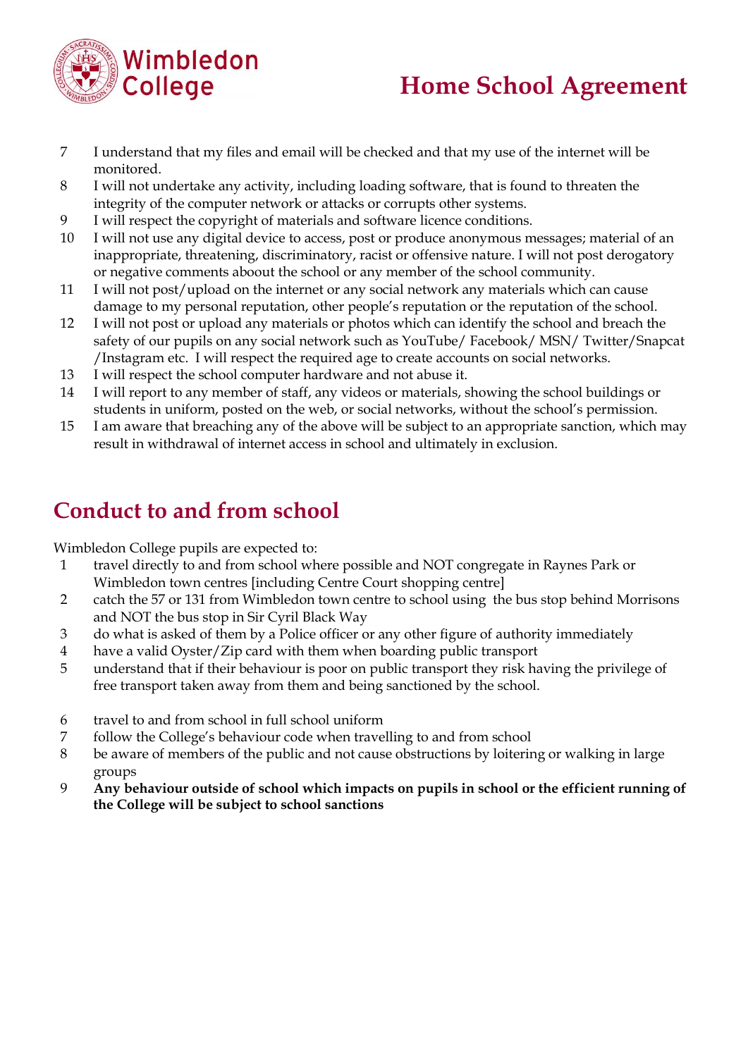7. I understand that my files and email will be checked and that my use of the internet will be monitored.
8. I will not undertake any activity, including loading software, that is found to threaten the integrity of the computer network or attacks or corrupts other systems.
9. I will respect the copyright of materials and software licence conditions.
10. I will not use any digital device to access, post or produce anonymous messages; material of an inappropriate, threatening, discriminatory, racist or offensive nature. I will not post derogatory or negative comments aboout the school or any member of the school community.
11. I will not post/upload on the internet or any social network any materials which can cause damage to my personal reputation, other people's reputation or the reputation of the school.
12. I will not post or upload any materials or photos which can identify the school and breach the safety of our pupils on any social network such as YouTube/ Facebook/ MSN/ Twitter/Snapcat /Instagram etc. I will respect the required age to create accounts on social networks.
13. I will respect the school computer hardware and not abuse it.
14. I will report to any member of staff, any videos or materials, showing the school buildings or students in uniform, posted on the web, or social networks, without the school's permission.
15. I am aware that breaching any of the above will be subject to an appropriate sanction, which may result in withdrawal of internet access in school and ultimately in exclusion.

## Conduct to and from school

Wimbledon College pupils are expected to:

1. travel directly to and from school where possible and NOT congregate in Raynes Park or Wimbledon town centres [including Centre Court shopping centre]
2. catch the 57 or 131 from Wimbledon town centre to school using the bus stop behind Morrisons and NOT the bus stop in Sir Cyril Black Way
3. do what is asked of them by a Police officer or any other figure of authority immediately
4. have a valid Oyster/Zip card with them when boarding public transport
5. understand that if their behaviour is poor on public transport they risk having the privilege of free transport taken away from them and being sanctioned by the school.

6. travel to and from school in full school uniform
7. follow the College's behaviour code when travelling to and from school
8. be aware of members of the public and not cause obstructions by loitering or walking in large groups
9. **Any behaviour outside of school which impacts on pupils in school or the efficient running of the College will be subject to school sanctions**